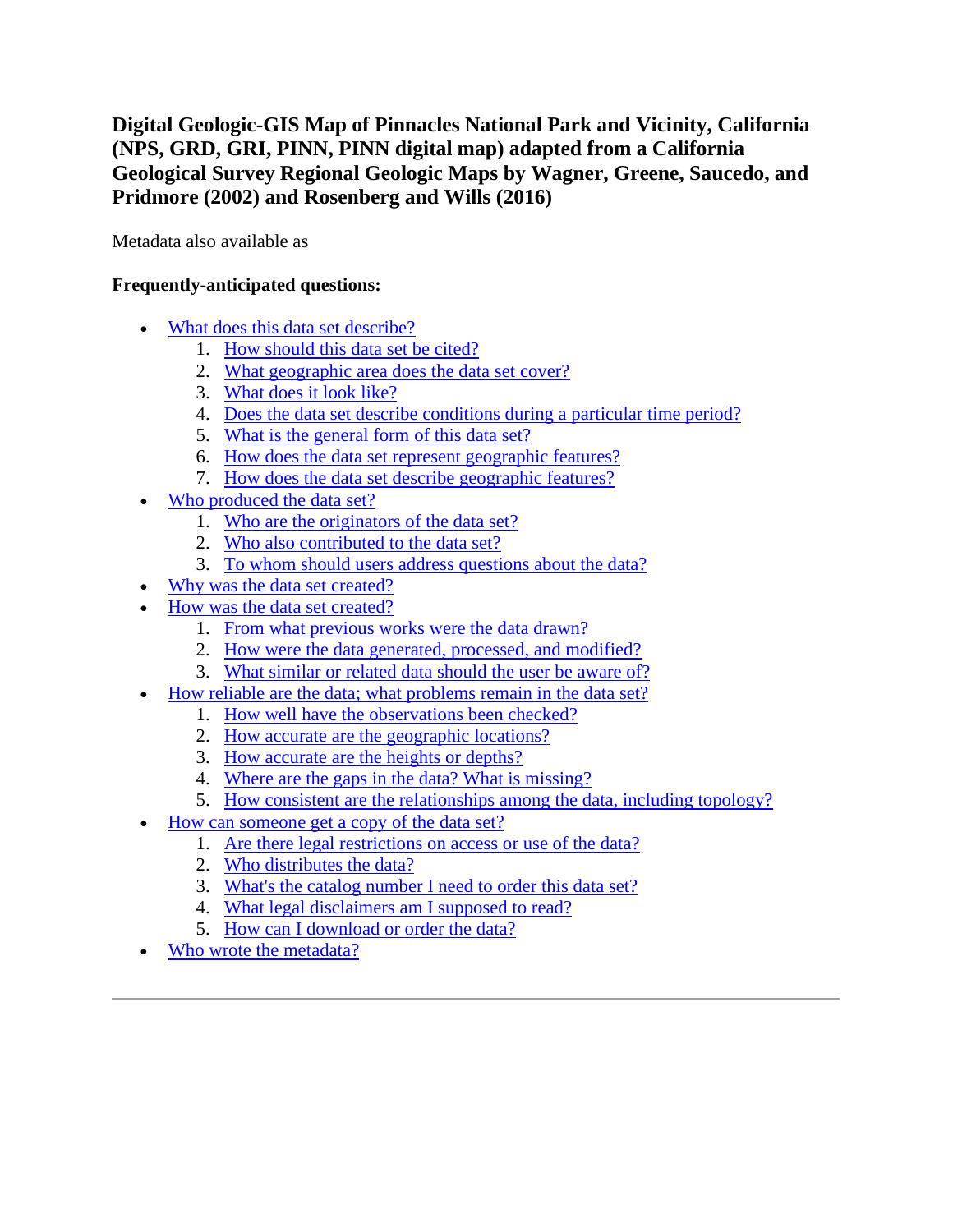# Digital Geologic-GIS Map of Pinnacles National Park and Vicinity, California (NPS, GRD, GRI, PINN, PINN digital map) adapted from a California Geological Survey Regional Geologic Maps by Wagner, Greene, Saucedo, and Pridmore (2002) and Rosenberg and Wills (2016)

Metadata also available as

**Frequently-anticipated questions:**

- What does this data set describe?
  1. How should this data set be cited?
  2. What geographic area does the data set cover?
  3. What does it look like?
  4. Does the data set describe conditions during a particular time period?
  5. What is the general form of this data set?
  6. How does the data set represent geographic features?
  7. How does the data set describe geographic features?
- Who produced the data set?
  1. Who are the originators of the data set?
  2. Who also contributed to the data set?
  3. To whom should users address questions about the data?
- Why was the data set created?
- How was the data set created?
  1. From what previous works were the data drawn?
  2. How were the data generated, processed, and modified?
  3. What similar or related data should the user be aware of?
- How reliable are the data; what problems remain in the data set?
  1. How well have the observations been checked?
  2. How accurate are the geographic locations?
  3. How accurate are the heights or depths?
  4. Where are the gaps in the data? What is missing?
  5. How consistent are the relationships among the data, including topology?
- How can someone get a copy of the data set?
  1. Are there legal restrictions on access or use of the data?
  2. Who distributes the data?
  3. What's the catalog number I need to order this data set?
  4. What legal disclaimers am I supposed to read?
  5. How can I download or order the data?
- Who wrote the metadata?

---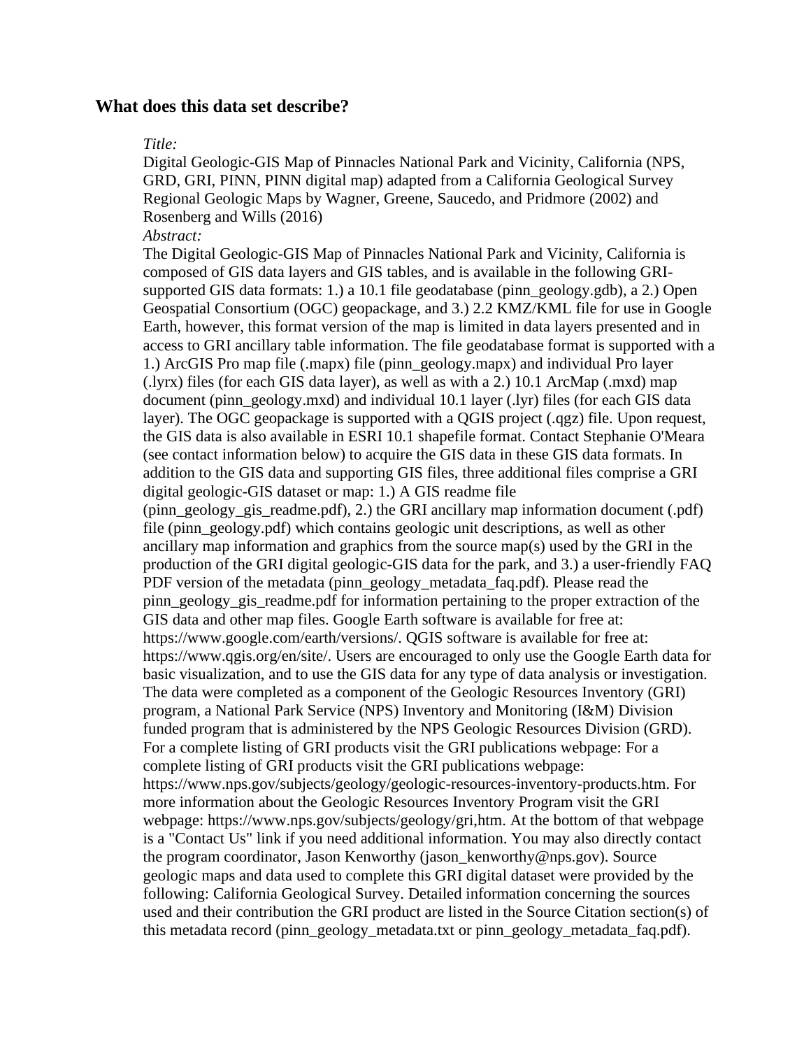## What does this data set describe?

*Title:*

Digital Geologic-GIS Map of Pinnacles National Park and Vicinity, California (NPS, GRD, GRI, PINN, PINN digital map) adapted from a California Geological Survey Regional Geologic Maps by Wagner, Greene, Saucedo, and Pridmore (2002) and Rosenberg and Wills (2016)

*Abstract:*

The Digital Geologic-GIS Map of Pinnacles National Park and Vicinity, California is composed of GIS data layers and GIS tables, and is available in the following GRI-supported GIS data formats: 1.) a 10.1 file geodatabase (pinn_geology.gdb), a 2.) Open Geospatial Consortium (OGC) geopackage, and 3.) 2.2 KMZ/KML file for use in Google Earth, however, this format version of the map is limited in data layers presented and in access to GRI ancillary table information. The file geodatabase format is supported with a 1.) ArcGIS Pro map file (.mapx) file (pinn_geology.mapx) and individual Pro layer (.lyrx) files (for each GIS data layer), as well as with a 2.) 10.1 ArcMap (.mxd) map document (pinn_geology.mxd) and individual 10.1 layer (.lyr) files (for each GIS data layer). The OGC geopackage is supported with a QGIS project (.qgz) file. Upon request, the GIS data is also available in ESRI 10.1 shapefile format. Contact Stephanie O'Meara (see contact information below) to acquire the GIS data in these GIS data formats. In addition to the GIS data and supporting GIS files, three additional files comprise a GRI digital geologic-GIS dataset or map: 1.) A GIS readme file (pinn_geology_gis_readme.pdf), 2.) the GRI ancillary map information document (.pdf) file (pinn_geology.pdf) which contains geologic unit descriptions, as well as other ancillary map information and graphics from the source map(s) used by the GRI in the production of the GRI digital geologic-GIS data for the park, and 3.) a user-friendly FAQ PDF version of the metadata (pinn_geology_metadata_faq.pdf). Please read the pinn_geology_gis_readme.pdf for information pertaining to the proper extraction of the GIS data and other map files. Google Earth software is available for free at: https://www.google.com/earth/versions/. QGIS software is available for free at: https://www.qgis.org/en/site/. Users are encouraged to only use the Google Earth data for basic visualization, and to use the GIS data for any type of data analysis or investigation. The data were completed as a component of the Geologic Resources Inventory (GRI) program, a National Park Service (NPS) Inventory and Monitoring (I&M) Division funded program that is administered by the NPS Geologic Resources Division (GRD). For a complete listing of GRI products visit the GRI publications webpage: For a complete listing of GRI products visit the GRI publications webpage: https://www.nps.gov/subjects/geology/geologic-resources-inventory-products.htm. For more information about the Geologic Resources Inventory Program visit the GRI webpage: https://www.nps.gov/subjects/geology/gri,htm. At the bottom of that webpage is a "Contact Us" link if you need additional information. You may also directly contact the program coordinator, Jason Kenworthy (jason_kenworthy@nps.gov). Source geologic maps and data used to complete this GRI digital dataset were provided by the following: California Geological Survey. Detailed information concerning the sources used and their contribution the GRI product are listed in the Source Citation section(s) of this metadata record (pinn_geology_metadata.txt or pinn_geology_metadata_faq.pdf).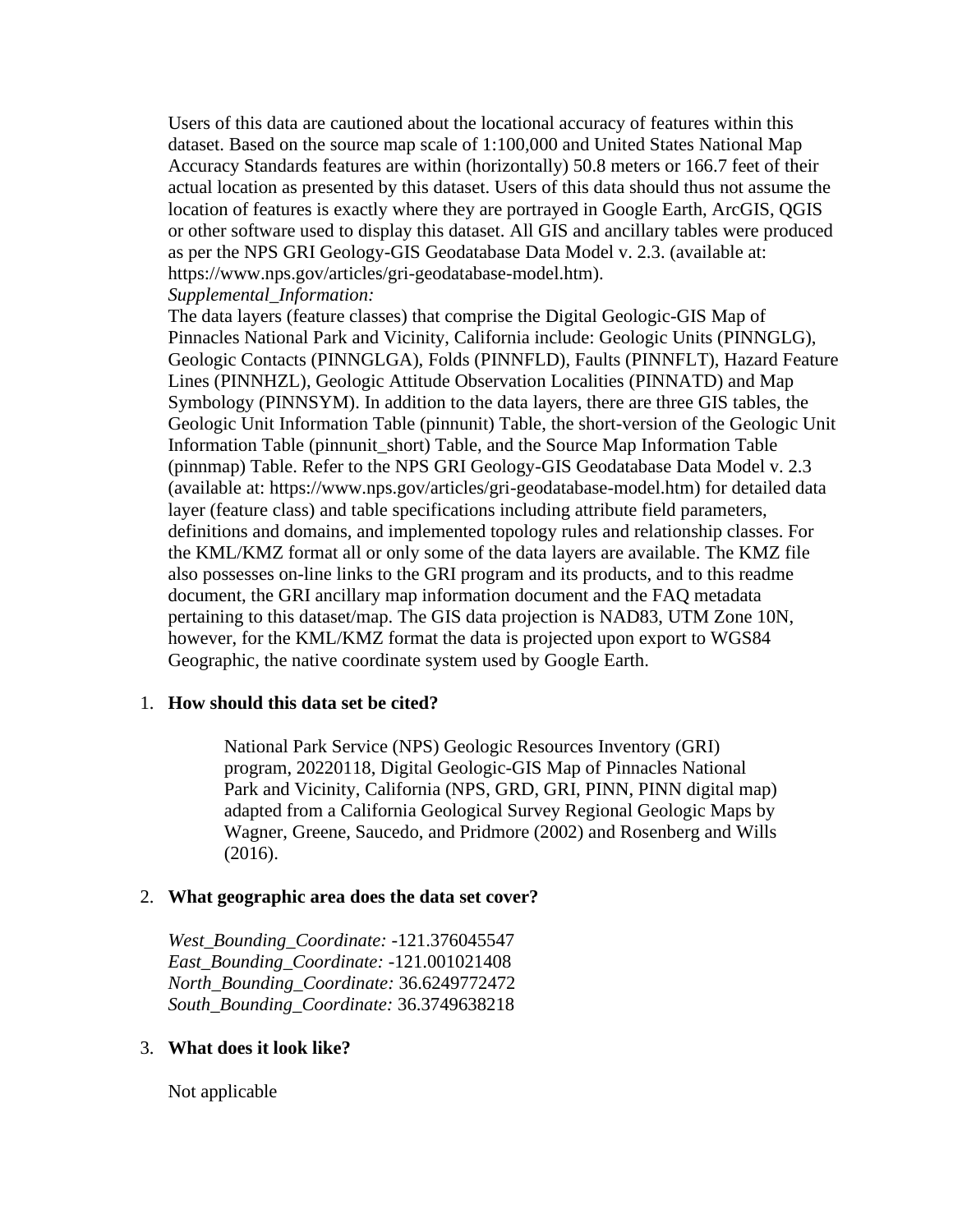Users of this data are cautioned about the locational accuracy of features within this dataset. Based on the source map scale of 1:100,000 and United States National Map Accuracy Standards features are within (horizontally) 50.8 meters or 166.7 feet of their actual location as presented by this dataset. Users of this data should thus not assume the location of features is exactly where they are portrayed in Google Earth, ArcGIS, QGIS or other software used to display this dataset. All GIS and ancillary tables were produced as per the NPS GRI Geology-GIS Geodatabase Data Model v. 2.3. (available at: https://www.nps.gov/articles/gri-geodatabase-model.htm).

*Supplemental_Information:*

The data layers (feature classes) that comprise the Digital Geologic-GIS Map of Pinnacles National Park and Vicinity, California include: Geologic Units (PINNGLG), Geologic Contacts (PINNGLGA), Folds (PINNFLD), Faults (PINNFLT), Hazard Feature Lines (PINNHZL), Geologic Attitude Observation Localities (PINNATD) and Map Symbology (PINNSYM). In addition to the data layers, there are three GIS tables, the Geologic Unit Information Table (pinnunit) Table, the short-version of the Geologic Unit Information Table (pinnunit_short) Table, and the Source Map Information Table (pinnmap) Table. Refer to the NPS GRI Geology-GIS Geodatabase Data Model v. 2.3 (available at: https://www.nps.gov/articles/gri-geodatabase-model.htm) for detailed data layer (feature class) and table specifications including attribute field parameters, definitions and domains, and implemented topology rules and relationship classes. For the KML/KMZ format all or only some of the data layers are available. The KMZ file also possesses on-line links to the GRI program and its products, and to this readme document, the GRI ancillary map information document and the FAQ metadata pertaining to this dataset/map. The GIS data projection is NAD83, UTM Zone 10N, however, for the KML/KMZ format the data is projected upon export to WGS84 Geographic, the native coordinate system used by Google Earth.

1. **How should this data set be cited?**

   National Park Service (NPS) Geologic Resources Inventory (GRI) program, 20220118, Digital Geologic-GIS Map of Pinnacles National Park and Vicinity, California (NPS, GRD, GRI, PINN, PINN digital map) adapted from a California Geological Survey Regional Geologic Maps by Wagner, Greene, Saucedo, and Pridmore (2002) and Rosenberg and Wills (2016).

2. **What geographic area does the data set cover?**

   *West_Bounding_Coordinate:* -121.376045547
   *East_Bounding_Coordinate:* -121.001021408
   *North_Bounding_Coordinate:* 36.6249772472
   *South_Bounding_Coordinate:* 36.3749638218

3. **What does it look like?**

   Not applicable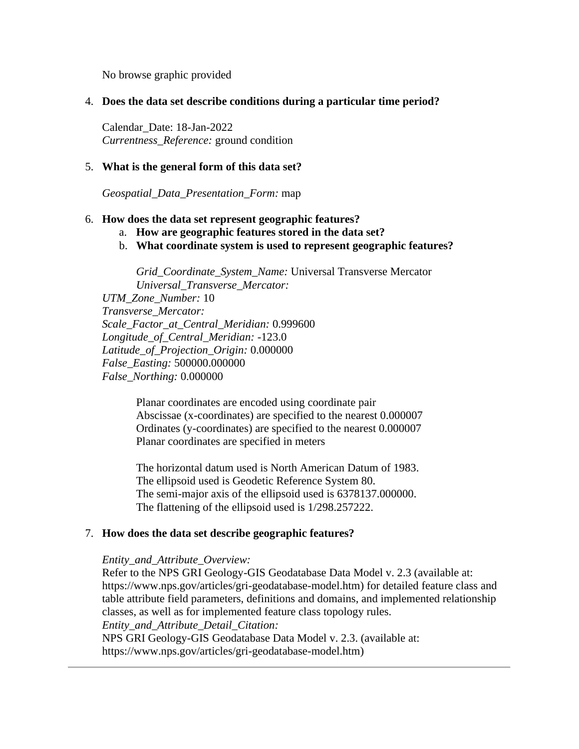No browse graphic provided

4. **Does the data set describe conditions during a particular time period?**

   Calendar_Date: 18-Jan-2022
   *Currentness_Reference:* ground condition

5. **What is the general form of this data set?**

   *Geospatial_Data_Presentation_Form:* map

6. **How does the data set represent geographic features?**
   a. **How are geographic features stored in the data set?**
   b. **What coordinate system is used to represent geographic features?**

      *Grid_Coordinate_System_Name:* Universal Transverse Mercator
      *Universal_Transverse_Mercator:*
   *UTM_Zone_Number:* 10
   *Transverse_Mercator:*
   *Scale_Factor_at_Central_Meridian:* 0.999600
   *Longitude_of_Central_Meridian:* -123.0
   *Latitude_of_Projection_Origin:* 0.000000
   *False_Easting:* 500000.000000
   *False_Northing:* 0.000000

      Planar coordinates are encoded using coordinate pair
      Abscissae (x-coordinates) are specified to the nearest 0.000007
      Ordinates (y-coordinates) are specified to the nearest 0.000007
      Planar coordinates are specified in meters

      The horizontal datum used is North American Datum of 1983.
      The ellipsoid used is Geodetic Reference System 80.
      The semi-major axis of the ellipsoid used is 6378137.000000.
      The flattening of the ellipsoid used is 1/298.257222.

7. **How does the data set describe geographic features?**

   *Entity_and_Attribute_Overview:*
   Refer to the NPS GRI Geology-GIS Geodatabase Data Model v. 2.3 (available at: https://www.nps.gov/articles/gri-geodatabase-model.htm) for detailed feature class and table attribute field parameters, definitions and domains, and implemented relationship classes, as well as for implemented feature class topology rules.
   *Entity_and_Attribute_Detail_Citation:*
   NPS GRI Geology-GIS Geodatabase Data Model v. 2.3. (available at: https://www.nps.gov/articles/gri-geodatabase-model.htm)

---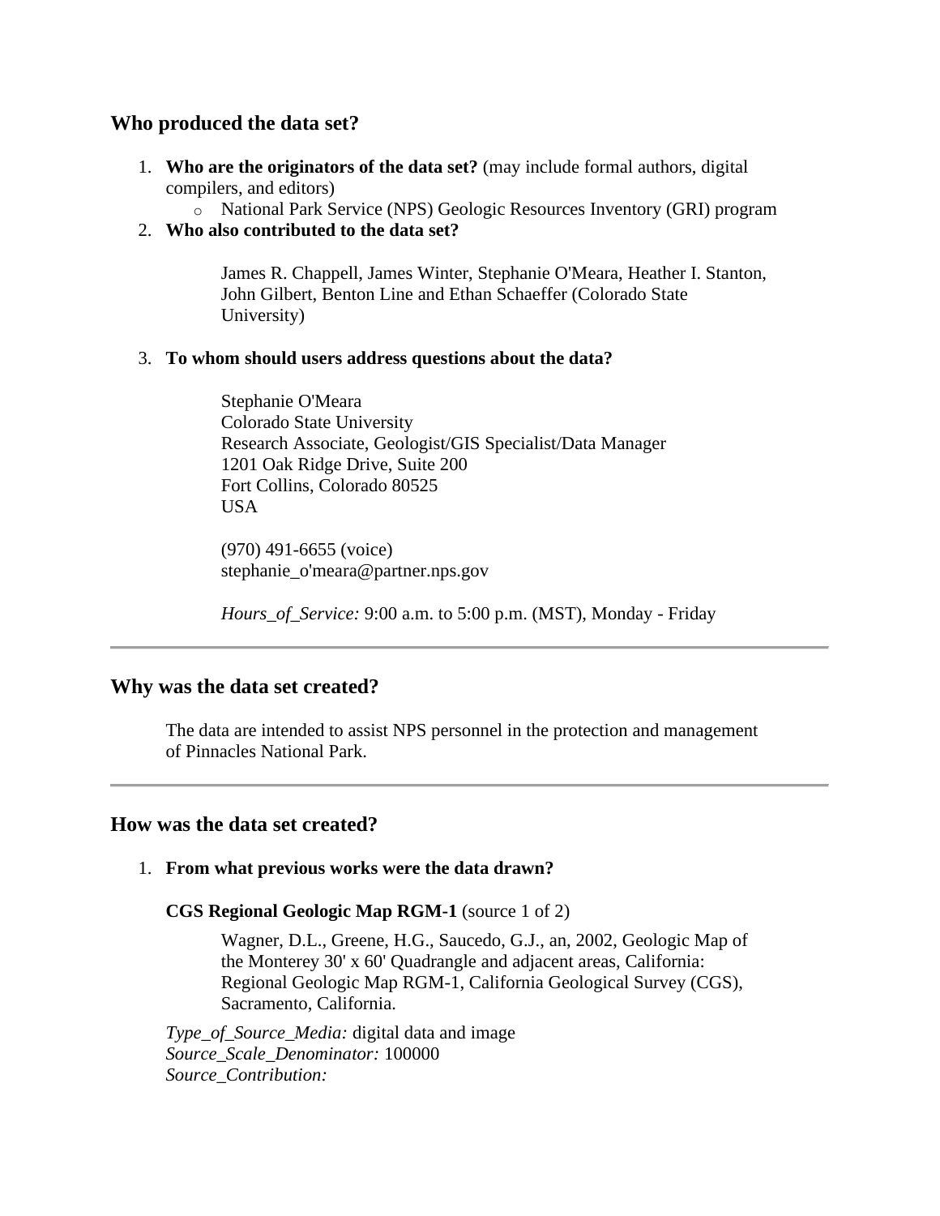## Who produced the data set?

1. **Who are the originators of the data set?** (may include formal authors, digital compilers, and editors)
   - National Park Service (NPS) Geologic Resources Inventory (GRI) program
2. **Who also contributed to the data set?**

   James R. Chappell, James Winter, Stephanie O'Meara, Heather I. Stanton, John Gilbert, Benton Line and Ethan Schaeffer (Colorado State University)

3. **To whom should users address questions about the data?**

   Stephanie O'Meara
   Colorado State University
   Research Associate, Geologist/GIS Specialist/Data Manager
   1201 Oak Ridge Drive, Suite 200
   Fort Collins, Colorado 80525
   USA

   (970) 491-6655 (voice)
   stephanie_o'meara@partner.nps.gov

   *Hours_of_Service:* 9:00 a.m. to 5:00 p.m. (MST), Monday - Friday

---

## Why was the data set created?

The data are intended to assist NPS personnel in the protection and management of Pinnacles National Park.

---

## How was the data set created?

1. **From what previous works were the data drawn?**

   **CGS Regional Geologic Map RGM-1** (source 1 of 2)

   Wagner, D.L., Greene, H.G., Saucedo, G.J., an, 2002, Geologic Map of the Monterey 30' x 60' Quadrangle and adjacent areas, California: Regional Geologic Map RGM-1, California Geological Survey (CGS), Sacramento, California.

   *Type_of_Source_Media:* digital data and image
   *Source_Scale_Denominator:* 100000
   *Source_Contribution:*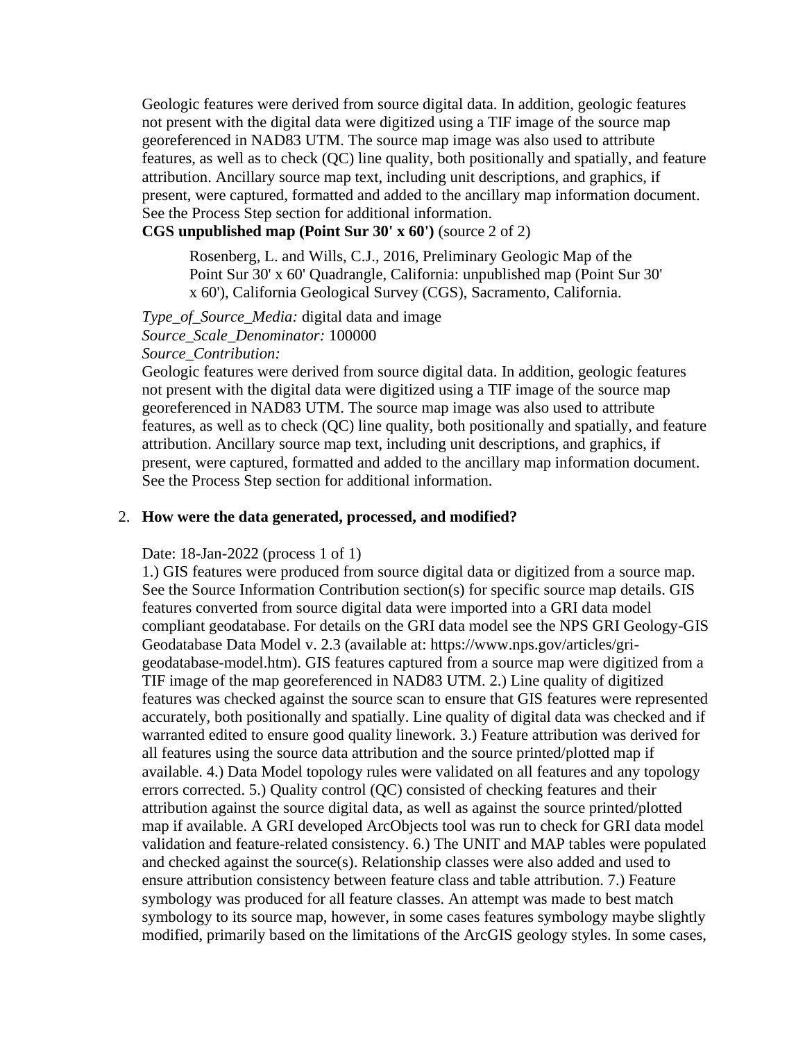Geologic features were derived from source digital data. In addition, geologic features not present with the digital data were digitized using a TIF image of the source map georeferenced in NAD83 UTM. The source map image was also used to attribute features, as well as to check (QC) line quality, both positionally and spatially, and feature attribution. Ancillary source map text, including unit descriptions, and graphics, if present, were captured, formatted and added to the ancillary map information document. See the Process Step section for additional information.

**CGS unpublished map (Point Sur 30' x 60')** (source 2 of 2)

> Rosenberg, L. and Wills, C.J., 2016, Preliminary Geologic Map of the Point Sur 30' x 60' Quadrangle, California: unpublished map (Point Sur 30' x 60'), California Geological Survey (CGS), Sacramento, California.

*Type_of_Source_Media:* digital data and image
*Source_Scale_Denominator:* 100000
*Source_Contribution:*
Geologic features were derived from source digital data. In addition, geologic features not present with the digital data were digitized using a TIF image of the source map georeferenced in NAD83 UTM. The source map image was also used to attribute features, as well as to check (QC) line quality, both positionally and spatially, and feature attribution. Ancillary source map text, including unit descriptions, and graphics, if present, were captured, formatted and added to the ancillary map information document. See the Process Step section for additional information.

2. **How were the data generated, processed, and modified?**

Date: 18-Jan-2022 (process 1 of 1)
1.) GIS features were produced from source digital data or digitized from a source map. See the Source Information Contribution section(s) for specific source map details. GIS features converted from source digital data were imported into a GRI data model compliant geodatabase. For details on the GRI data model see the NPS GRI Geology-GIS Geodatabase Data Model v. 2.3 (available at: https://www.nps.gov/articles/gri-geodatabase-model.htm). GIS features captured from a source map were digitized from a TIF image of the map georeferenced in NAD83 UTM. 2.) Line quality of digitized features was checked against the source scan to ensure that GIS features were represented accurately, both positionally and spatially. Line quality of digital data was checked and if warranted edited to ensure good quality linework. 3.) Feature attribution was derived for all features using the source data attribution and the source printed/plotted map if available. 4.) Data Model topology rules were validated on all features and any topology errors corrected. 5.) Quality control (QC) consisted of checking features and their attribution against the source digital data, as well as against the source printed/plotted map if available. A GRI developed ArcObjects tool was run to check for GRI data model validation and feature-related consistency. 6.) The UNIT and MAP tables were populated and checked against the source(s). Relationship classes were also added and used to ensure attribution consistency between feature class and table attribution. 7.) Feature symbology was produced for all feature classes. An attempt was made to best match symbology to its source map, however, in some cases features symbology maybe slightly modified, primarily based on the limitations of the ArcGIS geology styles. In some cases,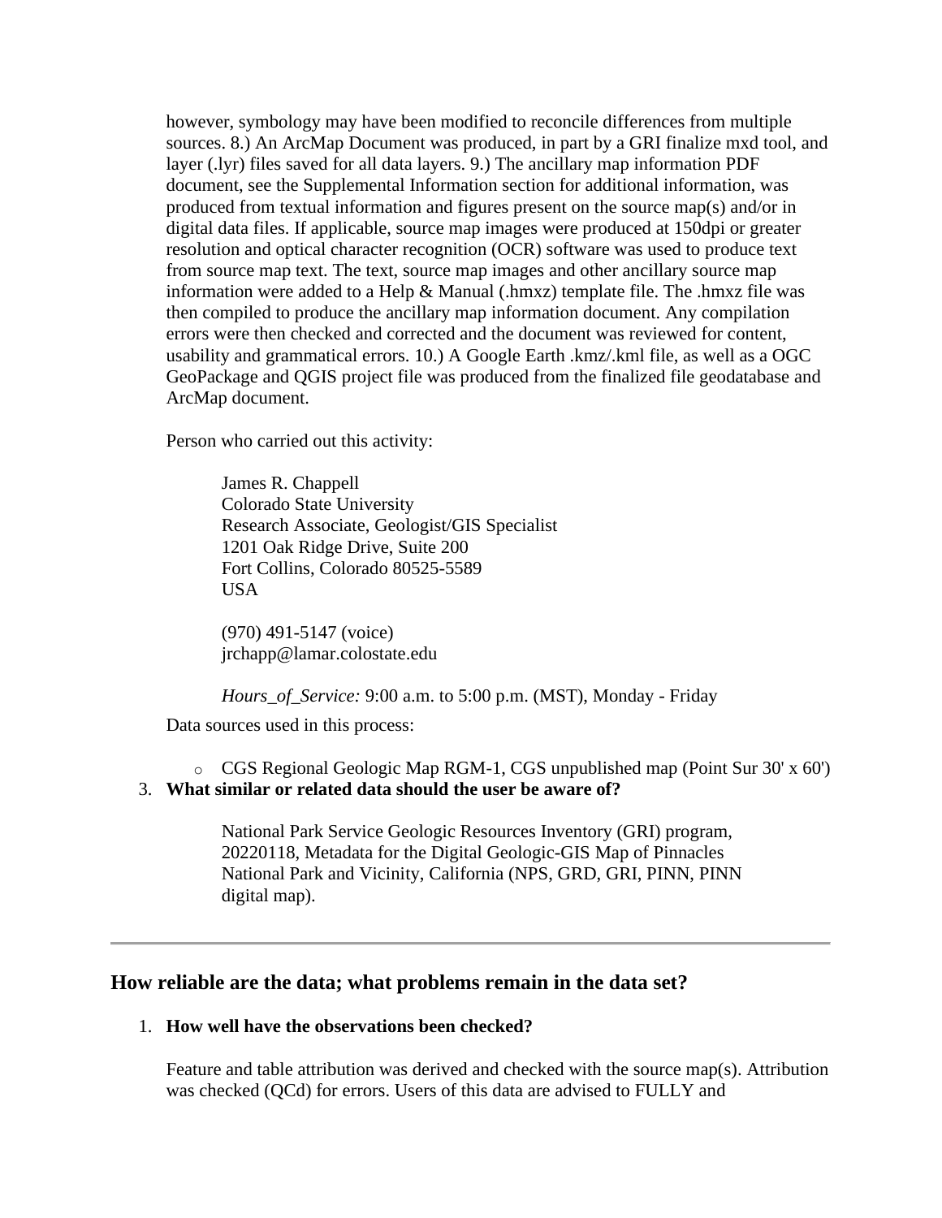however, symbology may have been modified to reconcile differences from multiple sources. 8.) An ArcMap Document was produced, in part by a GRI finalize mxd tool, and layer (.lyr) files saved for all data layers. 9.) The ancillary map information PDF document, see the Supplemental Information section for additional information, was produced from textual information and figures present on the source map(s) and/or in digital data files. If applicable, source map images were produced at 150dpi or greater resolution and optical character recognition (OCR) software was used to produce text from source map text. The text, source map images and other ancillary source map information were added to a Help & Manual (.hmxz) template file. The .hmxz file was then compiled to produce the ancillary map information document. Any compilation errors were then checked and corrected and the document was reviewed for content, usability and grammatical errors. 10.) A Google Earth .kmz/.kml file, as well as a OGC GeoPackage and QGIS project file was produced from the finalized file geodatabase and ArcMap document.

Person who carried out this activity:

> James R. Chappell
> Colorado State University
> Research Associate, Geologist/GIS Specialist
> 1201 Oak Ridge Drive, Suite 200
> Fort Collins, Colorado 80525-5589
> USA
>
> (970) 491-5147 (voice)
> jrchapp@lamar.colostate.edu
>
> *Hours_of_Service:* 9:00 a.m. to 5:00 p.m. (MST), Monday - Friday

Data sources used in this process:

- CGS Regional Geologic Map RGM-1, CGS unpublished map (Point Sur 30' x 60')

3. **What similar or related data should the user be aware of?**

   > National Park Service Geologic Resources Inventory (GRI) program, 20220118, Metadata for the Digital Geologic-GIS Map of Pinnacles National Park and Vicinity, California (NPS, GRD, GRI, PINN, PINN digital map).

---

## How reliable are the data; what problems remain in the data set?

1. **How well have the observations been checked?**

   Feature and table attribution was derived and checked with the source map(s). Attribution was checked (QCd) for errors. Users of this data are advised to FULLY and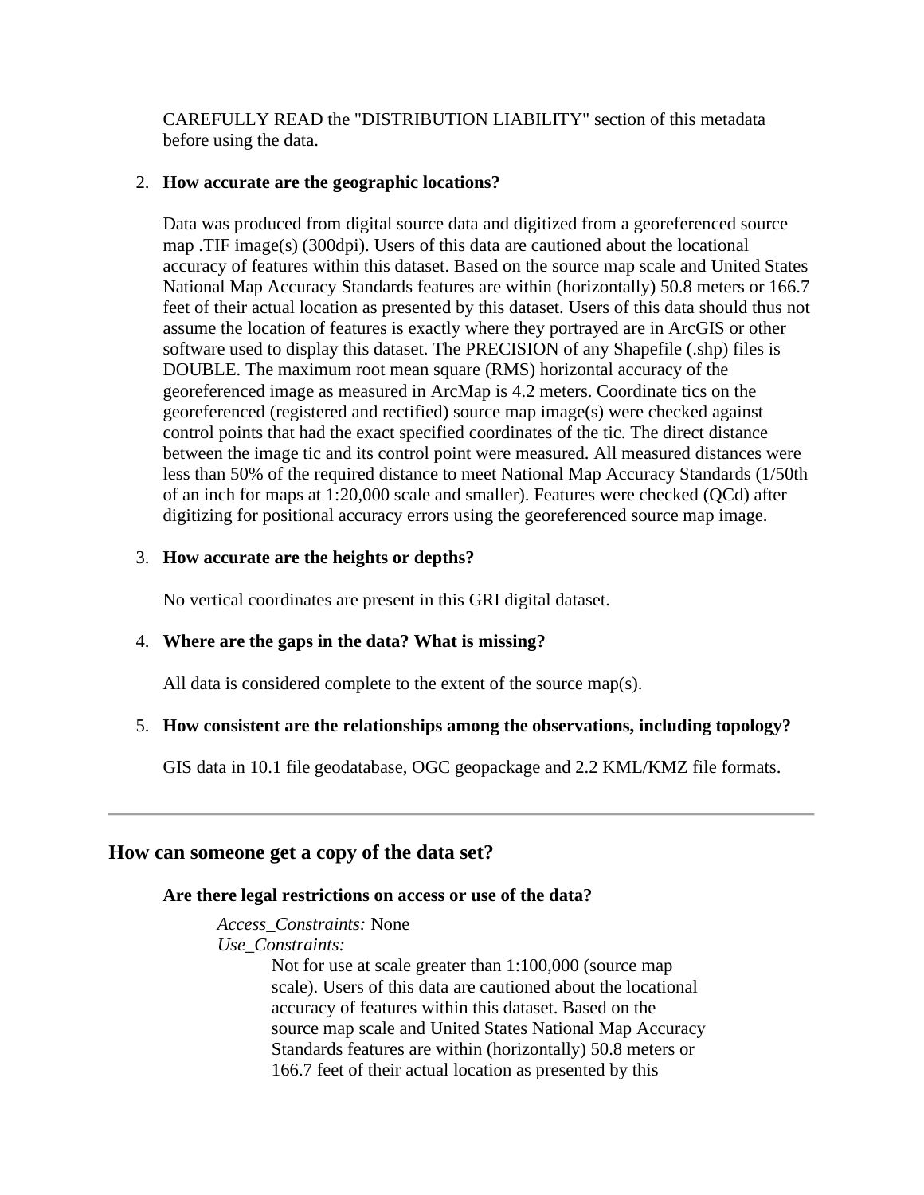CAREFULLY READ the "DISTRIBUTION LIABILITY" section of this metadata before using the data.

2. **How accurate are the geographic locations?**

   Data was produced from digital source data and digitized from a georeferenced source map .TIF image(s) (300dpi). Users of this data are cautioned about the locational accuracy of features within this dataset. Based on the source map scale and United States National Map Accuracy Standards features are within (horizontally) 50.8 meters or 166.7 feet of their actual location as presented by this dataset. Users of this data should thus not assume the location of features is exactly where they portrayed are in ArcGIS or other software used to display this dataset. The PRECISION of any Shapefile (.shp) files is DOUBLE. The maximum root mean square (RMS) horizontal accuracy of the georeferenced image as measured in ArcMap is 4.2 meters. Coordinate tics on the georeferenced (registered and rectified) source map image(s) were checked against control points that had the exact specified coordinates of the tic. The direct distance between the image tic and its control point were measured. All measured distances were less than 50% of the required distance to meet National Map Accuracy Standards (1/50th of an inch for maps at 1:20,000 scale and smaller). Features were checked (QCd) after digitizing for positional accuracy errors using the georeferenced source map image.

3. **How accurate are the heights or depths?**

   No vertical coordinates are present in this GRI digital dataset.

4. **Where are the gaps in the data? What is missing?**

   All data is considered complete to the extent of the source map(s).

5. **How consistent are the relationships among the observations, including topology?**

   GIS data in 10.1 file geodatabase, OGC geopackage and 2.2 KML/KMZ file formats.

---

## How can someone get a copy of the data set?

**Are there legal restrictions on access or use of the data?**

*Access_Constraints:* None
*Use_Constraints:*
Not for use at scale greater than 1:100,000 (source map scale). Users of this data are cautioned about the locational accuracy of features within this dataset. Based on the source map scale and United States National Map Accuracy Standards features are within (horizontally) 50.8 meters or 166.7 feet of their actual location as presented by this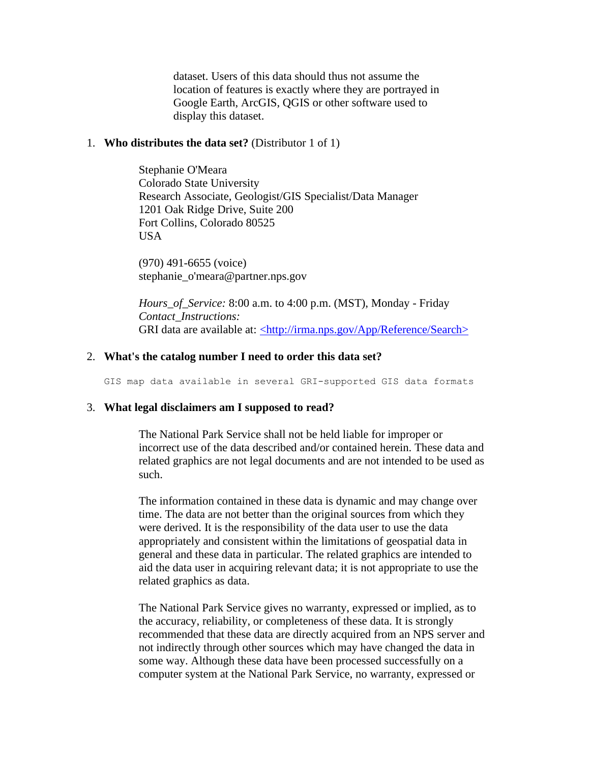dataset. Users of this data should thus not assume the location of features is exactly where they are portrayed in Google Earth, ArcGIS, QGIS or other software used to display this dataset.

1. **Who distributes the data set?** (Distributor 1 of 1)

   Stephanie O'Meara
   Colorado State University
   Research Associate, Geologist/GIS Specialist/Data Manager
   1201 Oak Ridge Drive, Suite 200
   Fort Collins, Colorado 80525
   USA

   (970) 491-6655 (voice)
   stephanie_o'meara@partner.nps.gov

   *Hours_of_Service:* 8:00 a.m. to 4:00 p.m. (MST), Monday - Friday
   *Contact_Instructions:*
   GRI data are available at: <http://irma.nps.gov/App/Reference/Search>

2. **What's the catalog number I need to order this data set?**

   ```
   GIS map data available in several GRI-supported GIS data formats
   ```

3. **What legal disclaimers am I supposed to read?**

   The National Park Service shall not be held liable for improper or incorrect use of the data described and/or contained herein. These data and related graphics are not legal documents and are not intended to be used as such.

   The information contained in these data is dynamic and may change over time. The data are not better than the original sources from which they were derived. It is the responsibility of the data user to use the data appropriately and consistent within the limitations of geospatial data in general and these data in particular. The related graphics are intended to aid the data user in acquiring relevant data; it is not appropriate to use the related graphics as data.

   The National Park Service gives no warranty, expressed or implied, as to the accuracy, reliability, or completeness of these data. It is strongly recommended that these data are directly acquired from an NPS server and not indirectly through other sources which may have changed the data in some way. Although these data have been processed successfully on a computer system at the National Park Service, no warranty, expressed or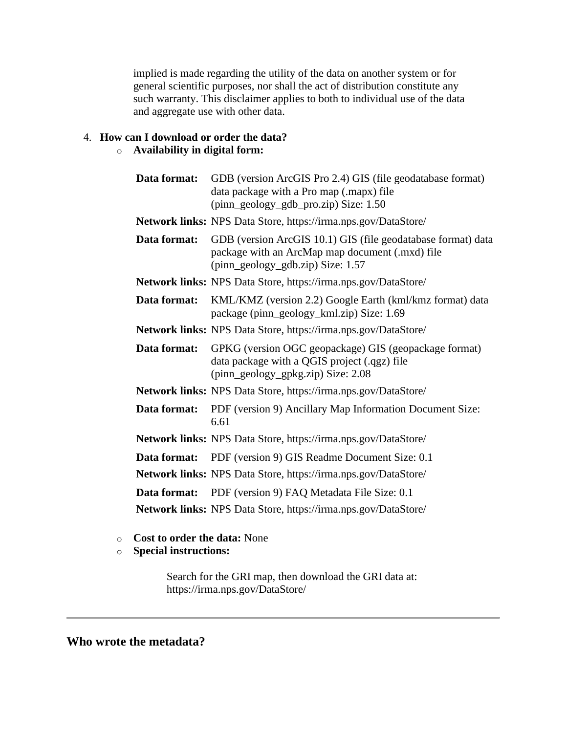implied is made regarding the utility of the data on another system or for general scientific purposes, nor shall the act of distribution constitute any such warranty. This disclaimer applies to both to individual use of the data and aggregate use with other data.

4. **How can I download or order the data?**
   - **Availability in digital form:**

| | |
|---|---|
| **Data format:** | GDB (version ArcGIS Pro 2.4) GIS (file geodatabase format) data package with a Pro map (.mapx) file (pinn_geology_gdb_pro.zip) Size: 1.50 |
| **Network links:** | NPS Data Store, https://irma.nps.gov/DataStore/ |
| **Data format:** | GDB (version ArcGIS 10.1) GIS (file geodatabase format) data package with an ArcMap map document (.mxd) file (pinn_geology_gdb.zip) Size: 1.57 |
| **Network links:** | NPS Data Store, https://irma.nps.gov/DataStore/ |
| **Data format:** | KML/KMZ (version 2.2) Google Earth (kml/kmz format) data package (pinn_geology_kml.zip) Size: 1.69 |
| **Network links:** | NPS Data Store, https://irma.nps.gov/DataStore/ |
| **Data format:** | GPKG (version OGC geopackage) GIS (geopackage format) data package with a QGIS project (.qgz) file (pinn_geology_gpkg.zip) Size: 2.08 |
| **Network links:** | NPS Data Store, https://irma.nps.gov/DataStore/ |
| **Data format:** | PDF (version 9) Ancillary Map Information Document Size: 6.61 |
| **Network links:** | NPS Data Store, https://irma.nps.gov/DataStore/ |
| **Data format:** | PDF (version 9) GIS Readme Document Size: 0.1 |
| **Network links:** | NPS Data Store, https://irma.nps.gov/DataStore/ |
| **Data format:** | PDF (version 9) FAQ Metadata File Size: 0.1 |
| **Network links:** | NPS Data Store, https://irma.nps.gov/DataStore/ |

   - **Cost to order the data:** None
   - **Special instructions:**

     Search for the GRI map, then download the GRI data at: https://irma.nps.gov/DataStore/

---

## Who wrote the metadata?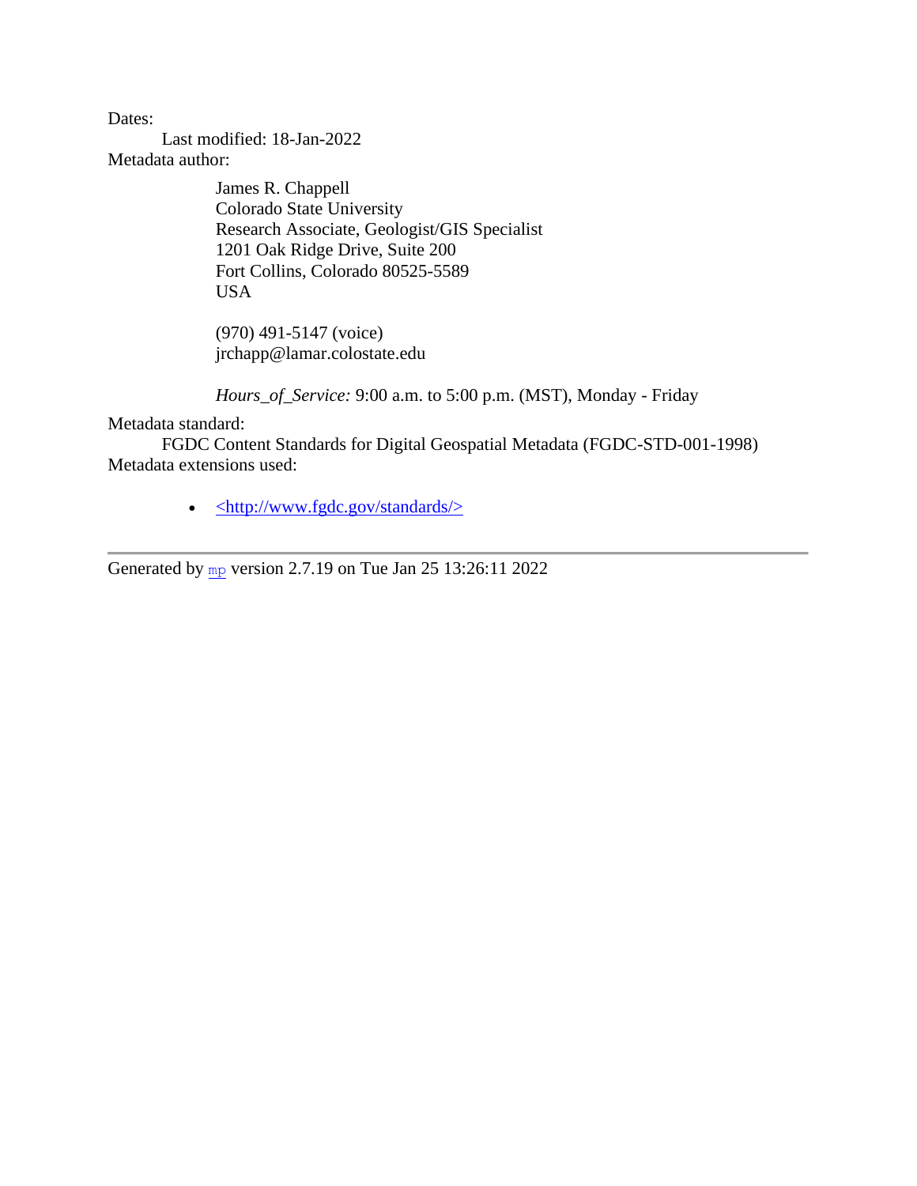Dates:

Last modified: 18-Jan-2022

Metadata author:

James R. Chappell
Colorado State University
Research Associate, Geologist/GIS Specialist
1201 Oak Ridge Drive, Suite 200
Fort Collins, Colorado 80525-5589
USA

(970) 491-5147 (voice)
jrchapp@lamar.colostate.edu

*Hours_of_Service:* 9:00 a.m. to 5:00 p.m. (MST), Monday - Friday

Metadata standard:

FGDC Content Standards for Digital Geospatial Metadata (FGDC-STD-001-1998)

Metadata extensions used:

- <http://www.fgdc.gov/standards/>

---

Generated by mp version 2.7.19 on Tue Jan 25 13:26:11 2022